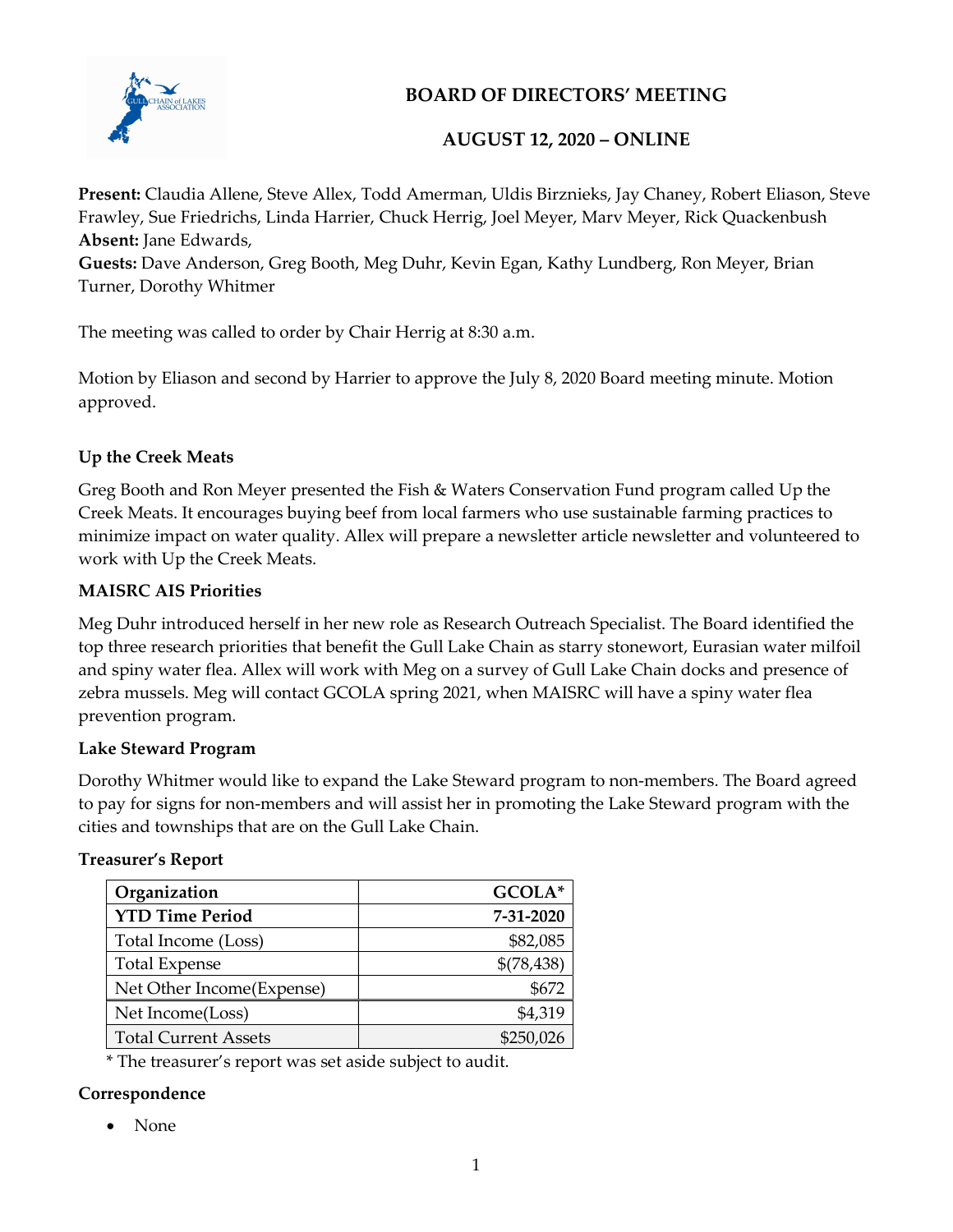# BOARD OF DIRECTORS' MEETING

## AUGUST 12, 2020 – ONLINE

**Present:** Claudia Allene, Steve Allex, Todd Amerman, Uldis Birznieks, Jay Chaney, Robert Eliason, Steve Frawley, Sue Friedrichs, Linda Harrier, Chuck Herrig, Joel Meyer, Marv Meyer, Rick Quackenbush
**Absent:** Jane Edwards,
**Guests:** Dave Anderson, Greg Booth, Meg Duhr, Kevin Egan, Kathy Lundberg, Ron Meyer, Brian Turner, Dorothy Whitmer

The meeting was called to order by Chair Herrig at 8:30 a.m.

Motion by Eliason and second by Harrier to approve the July 8, 2020 Board meeting minute. Motion approved.

### Up the Creek Meats

Greg Booth and Ron Meyer presented the Fish & Waters Conservation Fund program called Up the Creek Meats. It encourages buying beef from local farmers who use sustainable farming practices to minimize impact on water quality. Allex will prepare a newsletter article newsletter and volunteered to work with Up the Creek Meats.

### MAISRC AIS Priorities

Meg Duhr introduced herself in her new role as Research Outreach Specialist. The Board identified the top three research priorities that benefit the Gull Lake Chain as starry stonewort, Eurasian water milfoil and spiny water flea. Allex will work with Meg on a survey of Gull Lake Chain docks and presence of zebra mussels. Meg will contact GCOLA spring 2021, when MAISRC will have a spiny water flea prevention program.

### Lake Steward Program

Dorothy Whitmer would like to expand the Lake Steward program to non-members. The Board agreed to pay for signs for non-members and will assist her in promoting the Lake Steward program with the cities and townships that are on the Gull Lake Chain.

### Treasurer's Report

| Organization | GCOLA* |
|---|---|
| **YTD Time Period** | **7-31-2020** |
| Total Income (Loss) | $82,085 |
| Total Expense | $(78,438) |
| Net Other Income(Expense) | $672 |
| Net Income(Loss) | $4,319 |
| Total Current Assets | $250,026 |

* The treasurer's report was set aside subject to audit.

### Correspondence

- None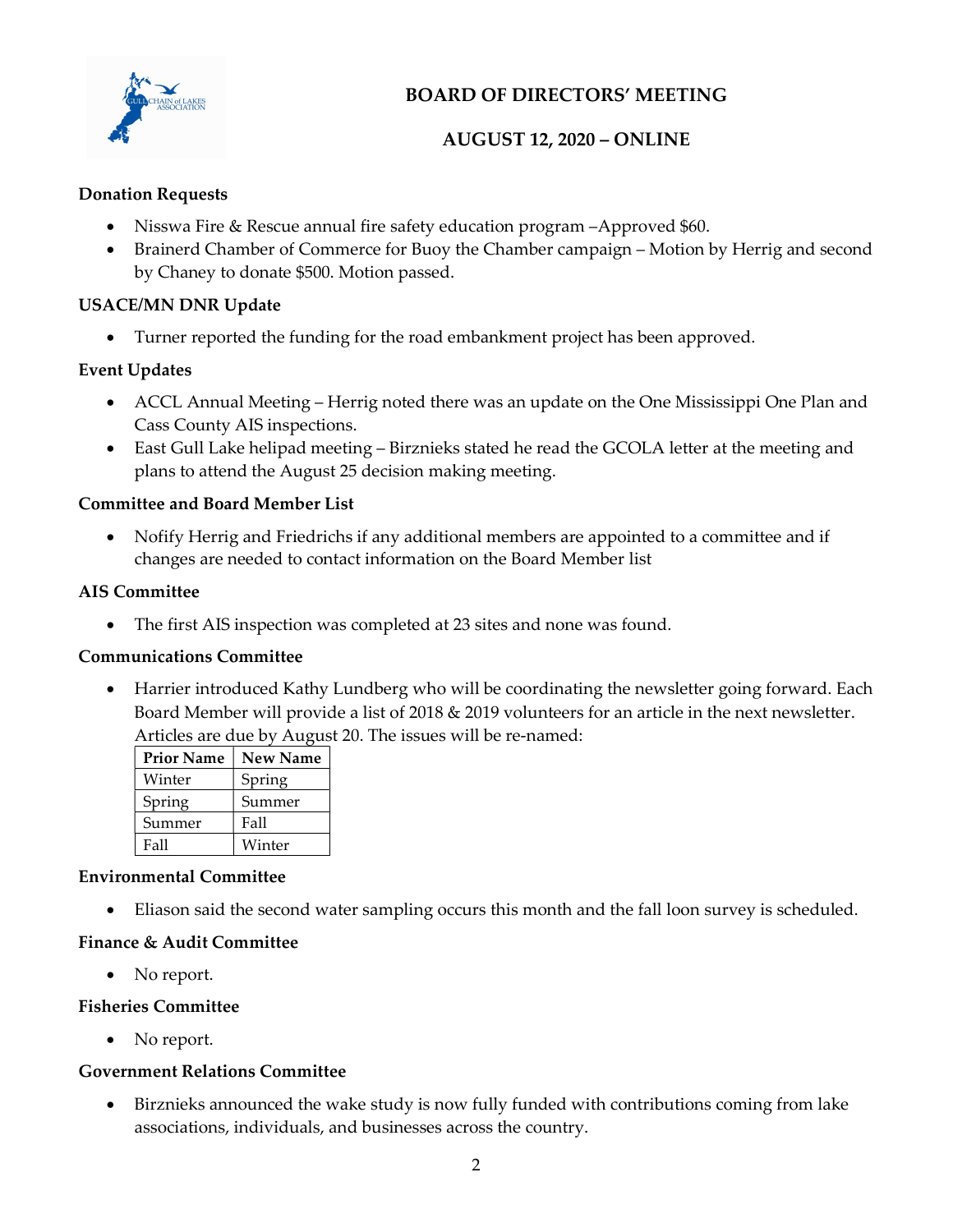# BOARD OF DIRECTORS' MEETING

## AUGUST 12, 2020 – ONLINE

**Donation Requests**

- Nisswa Fire & Rescue annual fire safety education program –Approved $60.
- Brainerd Chamber of Commerce for Buoy the Chamber campaign – Motion by Herrig and second by Chaney to donate $500. Motion passed.

**USACE/MN DNR Update**

- Turner reported the funding for the road embankment project has been approved.

**Event Updates**

- ACCL Annual Meeting – Herrig noted there was an update on the One Mississippi One Plan and Cass County AIS inspections.
- East Gull Lake helipad meeting – Birznieks stated he read the GCOLA letter at the meeting and plans to attend the August 25 decision making meeting.

**Committee and Board Member List**

- Nofify Herrig and Friedrichs if any additional members are appointed to a committee and if changes are needed to contact information on the Board Member list

**AIS Committee**

- The first AIS inspection was completed at 23 sites and none was found.

**Communications Committee**

- Harrier introduced Kathy Lundberg who will be coordinating the newsletter going forward. Each Board Member will provide a list of 2018 & 2019 volunteers for an article in the next newsletter. Articles are due by August 20. The issues will be re-named:

| Prior Name | New Name |
|---|---|
| Winter | Spring |
| Spring | Summer |
| Summer | Fall |
| Fall | Winter |

**Environmental Committee**

- Eliason said the second water sampling occurs this month and the fall loon survey is scheduled.

**Finance & Audit Committee**

- No report.

**Fisheries Committee**

- No report.

**Government Relations Committee**

- Birznieks announced the wake study is now fully funded with contributions coming from lake associations, individuals, and businesses across the country.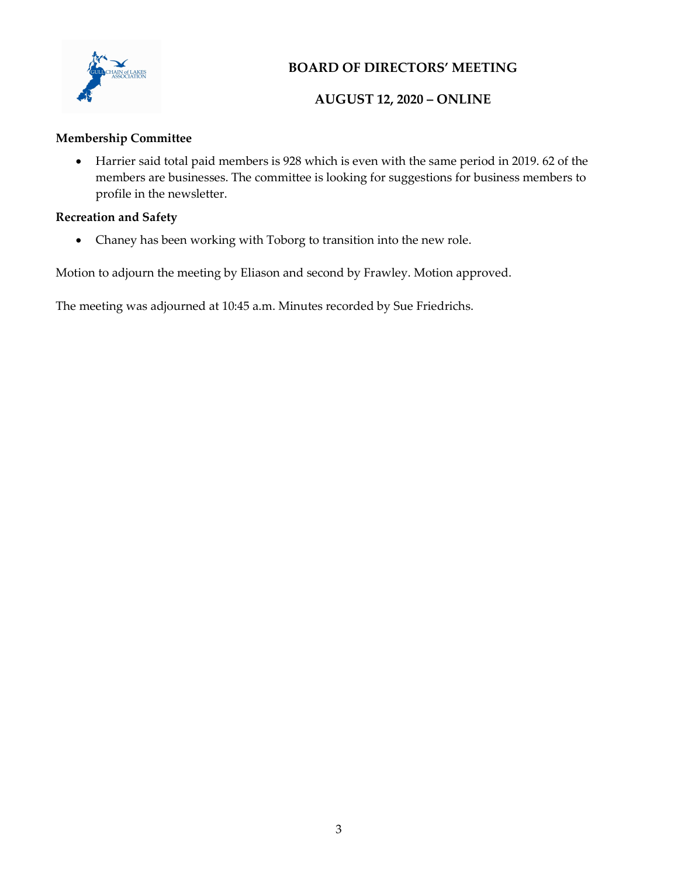# BOARD OF DIRECTORS' MEETING

## AUGUST 12, 2020 – ONLINE

**Membership Committee**

- Harrier said total paid members is 928 which is even with the same period in 2019. 62 of the members are businesses. The committee is looking for suggestions for business members to profile in the newsletter.

**Recreation and Safety**

- Chaney has been working with Toborg to transition into the new role.

Motion to adjourn the meeting by Eliason and second by Frawley. Motion approved.

The meeting was adjourned at 10:45 a.m. Minutes recorded by Sue Friedrichs.